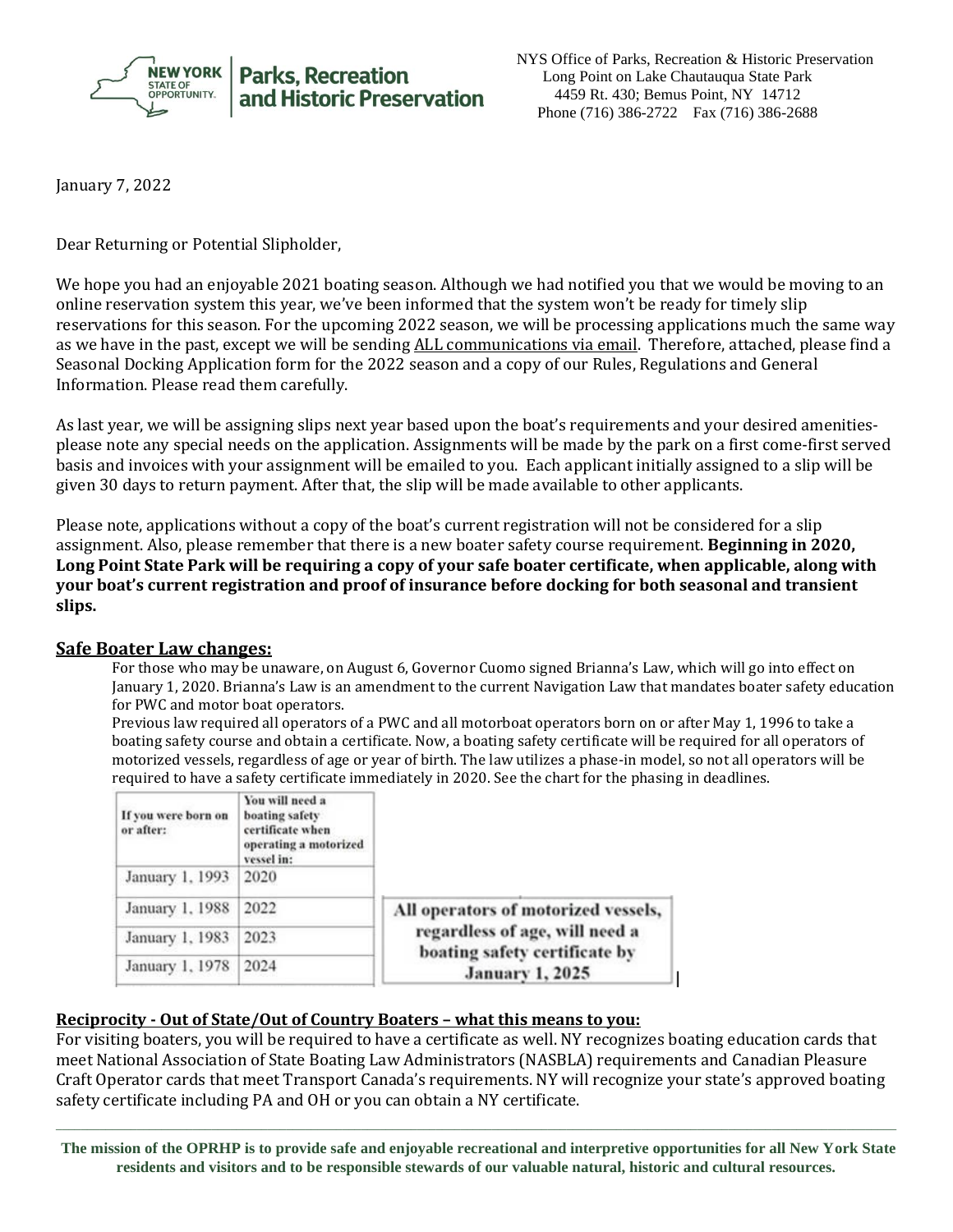NYS Office of Parks, Recreation & Historic Preservation
Long Point on Lake Chautauqua State Park
4459 Rt. 430; Bemus Point, NY 14712
Phone (716) 386-2722 Fax (716) 386-2688

January 7, 2022

Dear Returning or Potential Slipholder,

We hope you had an enjoyable 2021 boating season. Although we had notified you that we would be moving to an online reservation system this year, we've been informed that the system won't be ready for timely slip reservations for this season. For the upcoming 2022 season, we will be processing applications much the same way as we have in the past, except we will be sending ALL communications via email. Therefore, attached, please find a Seasonal Docking Application form for the 2022 season and a copy of our Rules, Regulations and General Information. Please read them carefully.

As last year, we will be assigning slips next year based upon the boat's requirements and your desired amenities- please note any special needs on the application. Assignments will be made by the park on a first come-first served basis and invoices with your assignment will be emailed to you. Each applicant initially assigned to a slip will be given 30 days to return payment. After that, the slip will be made available to other applicants.

Please note, applications without a copy of the boat's current registration will not be considered for a slip assignment. Also, please remember that there is a new boater safety course requirement. **Beginning in 2020, Long Point State Park will be requiring a copy of your safe boater certificate, when applicable, along with your boat's current registration and proof of insurance before docking for both seasonal and transient slips.**

## Safe Boater Law changes:

For those who may be unaware, on August 6, Governor Cuomo signed Brianna's Law, which will go into effect on January 1, 2020. Brianna's Law is an amendment to the current Navigation Law that mandates boater safety education for PWC and motor boat operators.

Previous law required all operators of a PWC and all motorboat operators born on or after May 1, 1996 to take a boating safety course and obtain a certificate. Now, a boating safety certificate will be required for all operators of motorized vessels, regardless of age or year of birth. The law utilizes a phase-in model, so not all operators will be required to have a safety certificate immediately in 2020. See the chart for the phasing in deadlines.

| If you were born on or after: | You will need a boating safety certificate when operating a motorized vessel in: |
|---|---|
| January 1, 1993 | 2020 |
| January 1, 1988 | 2022 |
| January 1, 1983 | 2023 |
| January 1, 1978 | 2024 |

All operators of motorized vessels, regardless of age, will need a boating safety certificate by January 1, 2025

## Reciprocity - Out of State/Out of Country Boaters – what this means to you:

For visiting boaters, you will be required to have a certificate as well. NY recognizes boating education cards that meet National Association of State Boating Law Administrators (NASBLA) requirements and Canadian Pleasure Craft Operator cards that meet Transport Canada's requirements. NY will recognize your state's approved boating safety certificate including PA and OH or you can obtain a NY certificate.

**The mission of the OPRHP is to provide safe and enjoyable recreational and interpretive opportunities for all New York State residents and visitors and to be responsible stewards of our valuable natural, historic and cultural resources.**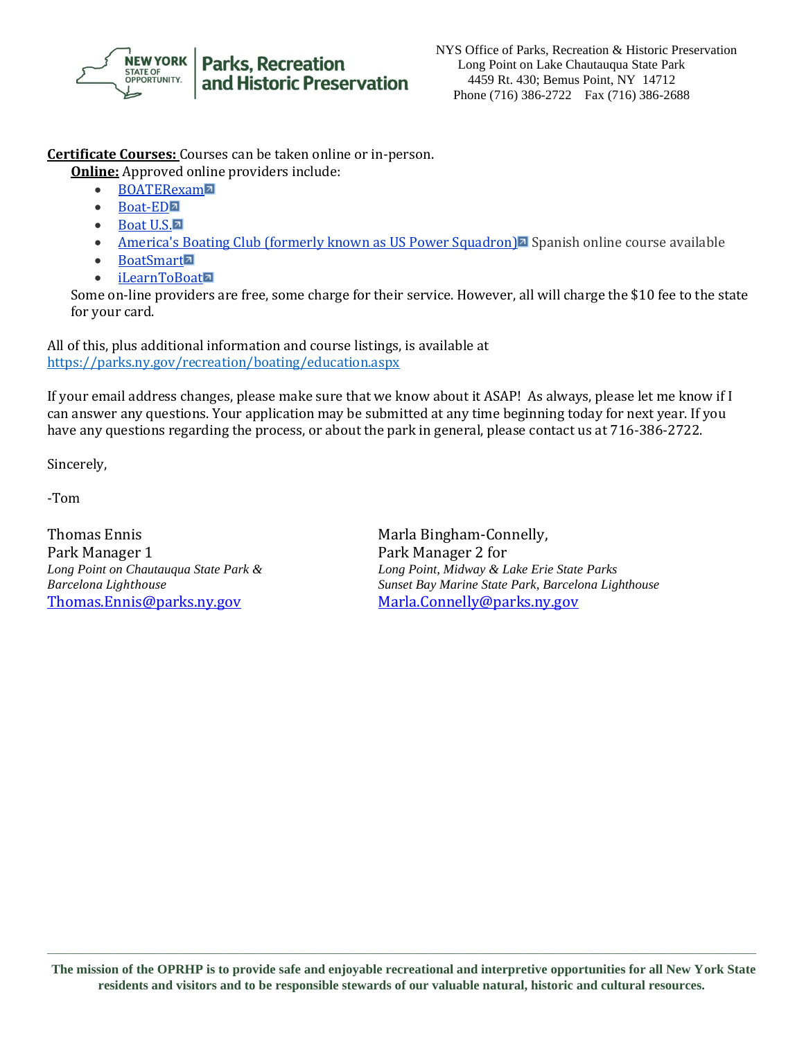NYS Office of Parks, Recreation & Historic Preservation
Long Point on Lake Chautauqua State Park
4459 Rt. 430; Bemus Point, NY 14712
Phone (716) 386-2722 Fax (716) 386-2688

**Certificate Courses:** Courses can be taken online or in-person.

**Online:** Approved online providers include:

- BOATERexam
- Boat-ED
- Boat U.S.
- America's Boating Club (formerly known as US Power Squadron) Spanish online course available
- BoatSmart
- iLearnToBoat

Some on-line providers are free, some charge for their service. However, all will charge the $10 fee to the state for your card.

All of this, plus additional information and course listings, is available at https://parks.ny.gov/recreation/boating/education.aspx

If your email address changes, please make sure that we know about it ASAP! As always, please let me know if I can answer any questions. Your application may be submitted at any time beginning today for next year. If you have any questions regarding the process, or about the park in general, please contact us at 716-386-2722.

Sincerely,

-Tom

Thomas Ennis
Park Manager 1
*Long Point on Chautauqua State Park & Barcelona Lighthouse*
Thomas.Ennis@parks.ny.gov

Marla Bingham-Connelly,
Park Manager 2 for
*Long Point, Midway & Lake Erie State Parks Sunset Bay Marine State Park, Barcelona Lighthouse*
Marla.Connelly@parks.ny.gov

**The mission of the OPRHP is to provide safe and enjoyable recreational and interpretive opportunities for all New York State residents and visitors and to be responsible stewards of our valuable natural, historic and cultural resources.**